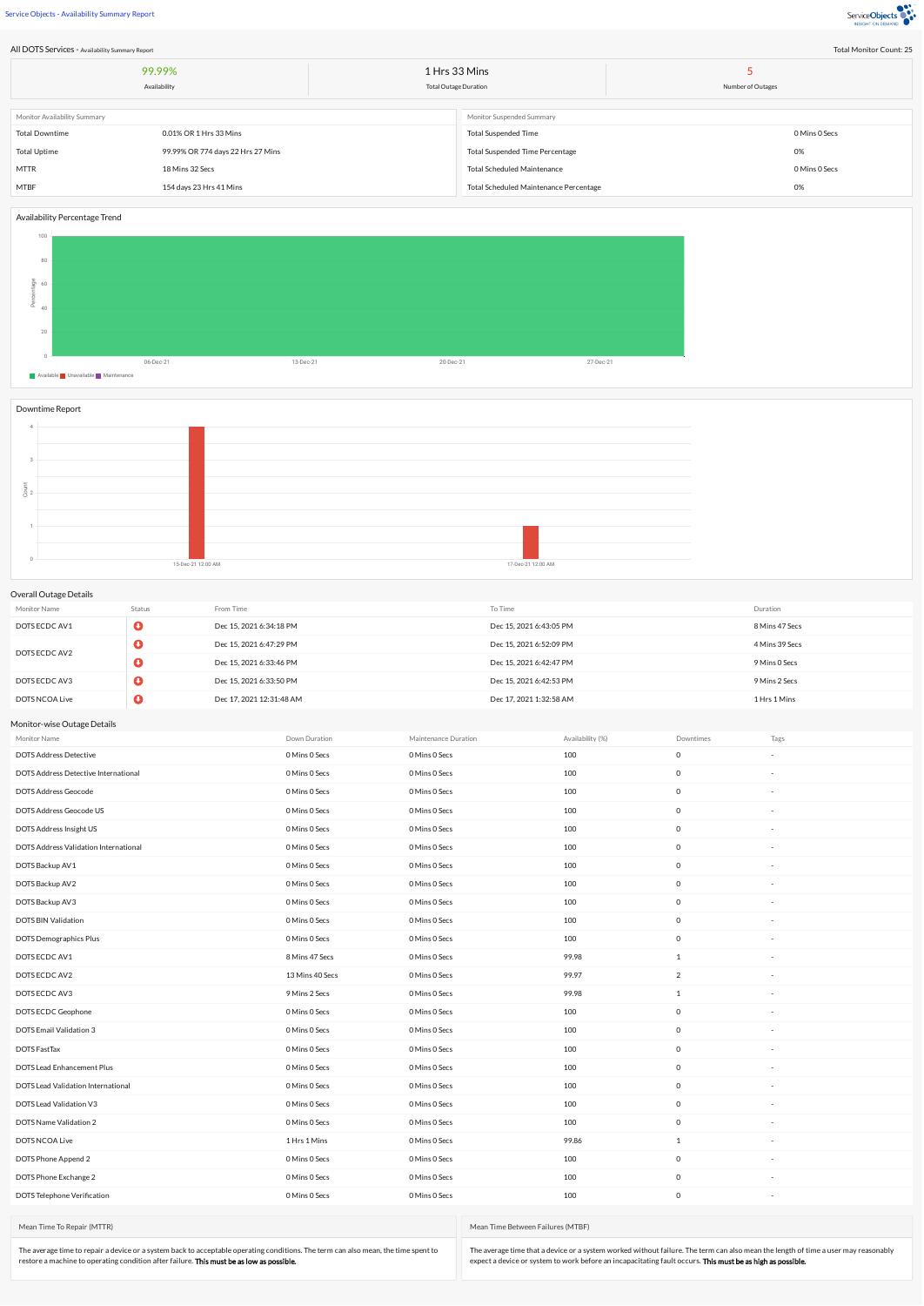Service Objects - Availability Summary Report

ServiceObjects
INSIGHT ON DEMAND

## All DOTS Services - Availability Summary Report

Total Monitor Count: 25

| 99.99% | 1 Hrs 33 Mins | 5 |
|---|---|---|
| Availability | Total Outage Duration | Number of Outages |

| Monitor Availability Summary | |
|---|---|
| Total Downtime | 0.01% OR 1 Hrs 33 Mins |
| Total Uptime | 99.99% OR 774 days 22 Hrs 27 Mins |
| MTTR | 18 Mins 32 Secs |
| MTBF | 154 days 23 Hrs 41 Mins |

| Monitor Suspended Summary | |
|---|---|
| Total Suspended Time | 0 Mins 0 Secs |
| Total Suspended Time Percentage | 0% |
| Total Scheduled Maintenance | 0 Mins 0 Secs |
| Total Scheduled Maintenance Percentage | 0% |

### Availability Percentage Trend

Percentage: 0, 20, 40, 60, 80, 100

06-Dec-21, 13-Dec-21, 20-Dec-21, 27-Dec-21

Available, Unavailable, Maintenance

### Downtime Report

Count: 0, 1, 2, 3, 4

15-Dec-21 12:00 AM, 17-Dec-21 12:00 AM

### Overall Outage Details

| Monitor Name | Status | From Time | To Time | Duration |
|---|---|---|---|---|
| DOTS ECDC AV1 | | Dec 15, 2021 6:34:18 PM | Dec 15, 2021 6:43:05 PM | 8 Mins 47 Secs |
| DOTS ECDC AV2 | | Dec 15, 2021 6:47:29 PM | Dec 15, 2021 6:52:09 PM | 4 Mins 39 Secs |
| | | Dec 15, 2021 6:33:46 PM | Dec 15, 2021 6:42:47 PM | 9 Mins 0 Secs |
| DOTS ECDC AV3 | | Dec 15, 2021 6:33:50 PM | Dec 15, 2021 6:42:53 PM | 9 Mins 2 Secs |
| DOTS NCOA Live | | Dec 17, 2021 12:31:48 AM | Dec 17, 2021 1:32:58 AM | 1 Hrs 1 Mins |

### Monitor-wise Outage Details

| Monitor Name | Down Duration | Maintenance Duration | Availability (%) | Downtimes | Tags |
|---|---|---|---|---|---|
| DOTS Address Detective | 0 Mins 0 Secs | 0 Mins 0 Secs | 100 | 0 | - |
| DOTS Address Detective International | 0 Mins 0 Secs | 0 Mins 0 Secs | 100 | 0 | - |
| DOTS Address Geocode | 0 Mins 0 Secs | 0 Mins 0 Secs | 100 | 0 | - |
| DOTS Address Geocode US | 0 Mins 0 Secs | 0 Mins 0 Secs | 100 | 0 | - |
| DOTS Address Insight US | 0 Mins 0 Secs | 0 Mins 0 Secs | 100 | 0 | - |
| DOTS Address Validation International | 0 Mins 0 Secs | 0 Mins 0 Secs | 100 | 0 | - |
| DOTS Backup AV1 | 0 Mins 0 Secs | 0 Mins 0 Secs | 100 | 0 | - |
| DOTS Backup AV2 | 0 Mins 0 Secs | 0 Mins 0 Secs | 100 | 0 | - |
| DOTS Backup AV3 | 0 Mins 0 Secs | 0 Mins 0 Secs | 100 | 0 | - |
| DOTS BIN Validation | 0 Mins 0 Secs | 0 Mins 0 Secs | 100 | 0 | - |
| DOTS Demographics Plus | 0 Mins 0 Secs | 0 Mins 0 Secs | 100 | 0 | - |
| DOTS ECDC AV1 | 8 Mins 47 Secs | 0 Mins 0 Secs | 99.98 | 1 | - |
| DOTS ECDC AV2 | 13 Mins 40 Secs | 0 Mins 0 Secs | 99.97 | 2 | - |
| DOTS ECDC AV3 | 9 Mins 2 Secs | 0 Mins 0 Secs | 99.98 | 1 | - |
| DOTS ECDC Geophone | 0 Mins 0 Secs | 0 Mins 0 Secs | 100 | 0 | - |
| DOTS Email Validation 3 | 0 Mins 0 Secs | 0 Mins 0 Secs | 100 | 0 | - |
| DOTS FastTax | 0 Mins 0 Secs | 0 Mins 0 Secs | 100 | 0 | - |
| DOTS Lead Enhancement Plus | 0 Mins 0 Secs | 0 Mins 0 Secs | 100 | 0 | - |
| DOTS Lead Validation International | 0 Mins 0 Secs | 0 Mins 0 Secs | 100 | 0 | - |
| DOTS Lead Validation V3 | 0 Mins 0 Secs | 0 Mins 0 Secs | 100 | 0 | - |
| DOTS Name Validation 2 | 0 Mins 0 Secs | 0 Mins 0 Secs | 100 | 0 | - |
| DOTS NCOA Live | 1 Hrs 1 Mins | 0 Mins 0 Secs | 99.86 | 1 | - |
| DOTS Phone Append 2 | 0 Mins 0 Secs | 0 Mins 0 Secs | 100 | 0 | - |
| DOTS Phone Exchange 2 | 0 Mins 0 Secs | 0 Mins 0 Secs | 100 | 0 | - |
| DOTS Telephone Verification | 0 Mins 0 Secs | 0 Mins 0 Secs | 100 | 0 | - |

#### Mean Time To Repair (MTTR)

The average time to repair a device or a system back to acceptable operating conditions. The term can also mean, the time spent to restore a machine to operating condition after failure. **This must be as low as possible.**

#### Mean Time Between Failures (MTBF)

The average time that a device or a system worked without failure. The term can also mean the length of time a user may reasonably expect a device or system to work before an incapacitating fault occurs. **This must be as high as possible.**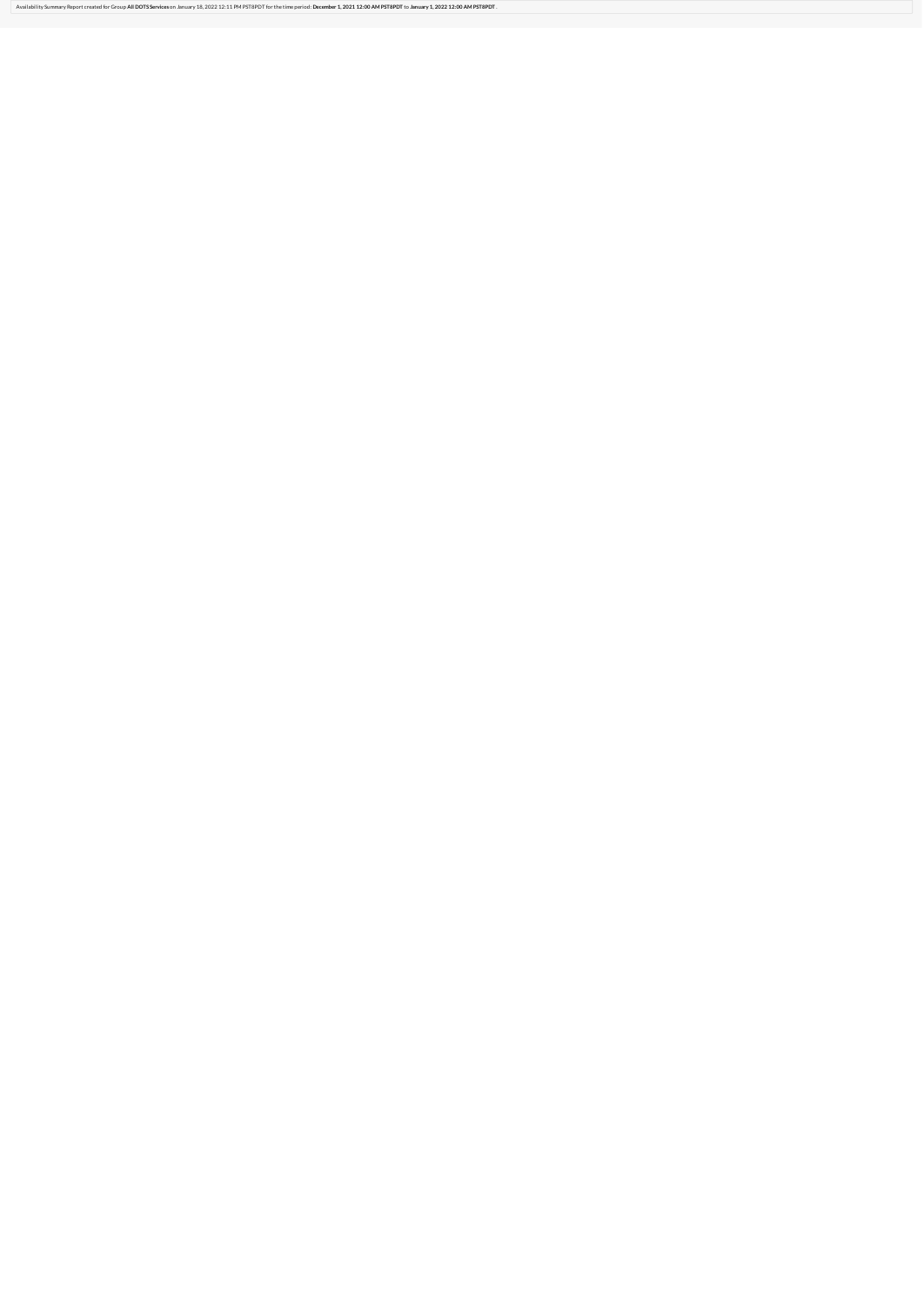Availability Summary Report created for Group **All DOTS Services** on January 18, 2022 12:11 PM PST8PDT for the time period: **December 1, 2021 12:00 AM PST8PDT** to **January 1, 2022 12:00 AM PST8PDT** .